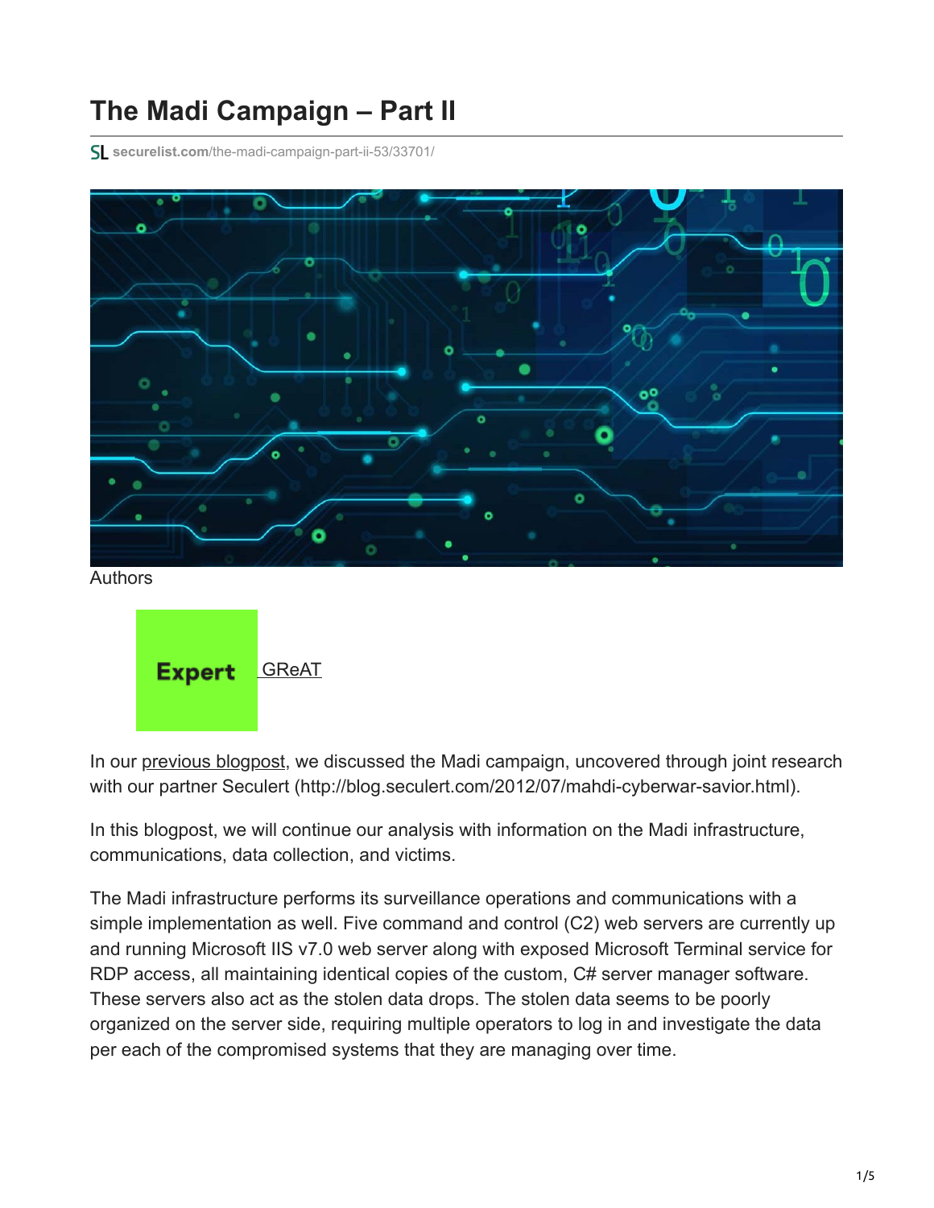# The Madi Campaign – Part II

securelist.com/the-madi-campaign-part-ii-53/33701/

Authors

Expert GReAT

In our previous blogpost, we discussed the Madi campaign, uncovered through joint research with our partner Seculert (http://blog.seculert.com/2012/07/mahdi-cyberwar-savior.html).

In this blogpost, we will continue our analysis with information on the Madi infrastructure, communications, data collection, and victims.

The Madi infrastructure performs its surveillance operations and communications with a simple implementation as well. Five command and control (C2) web servers are currently up and running Microsoft IIS v7.0 web server along with exposed Microsoft Terminal service for RDP access, all maintaining identical copies of the custom, C# server manager software. These servers also act as the stolen data drops. The stolen data seems to be poorly organized on the server side, requiring multiple operators to log in and investigate the data per each of the compromised systems that they are managing over time.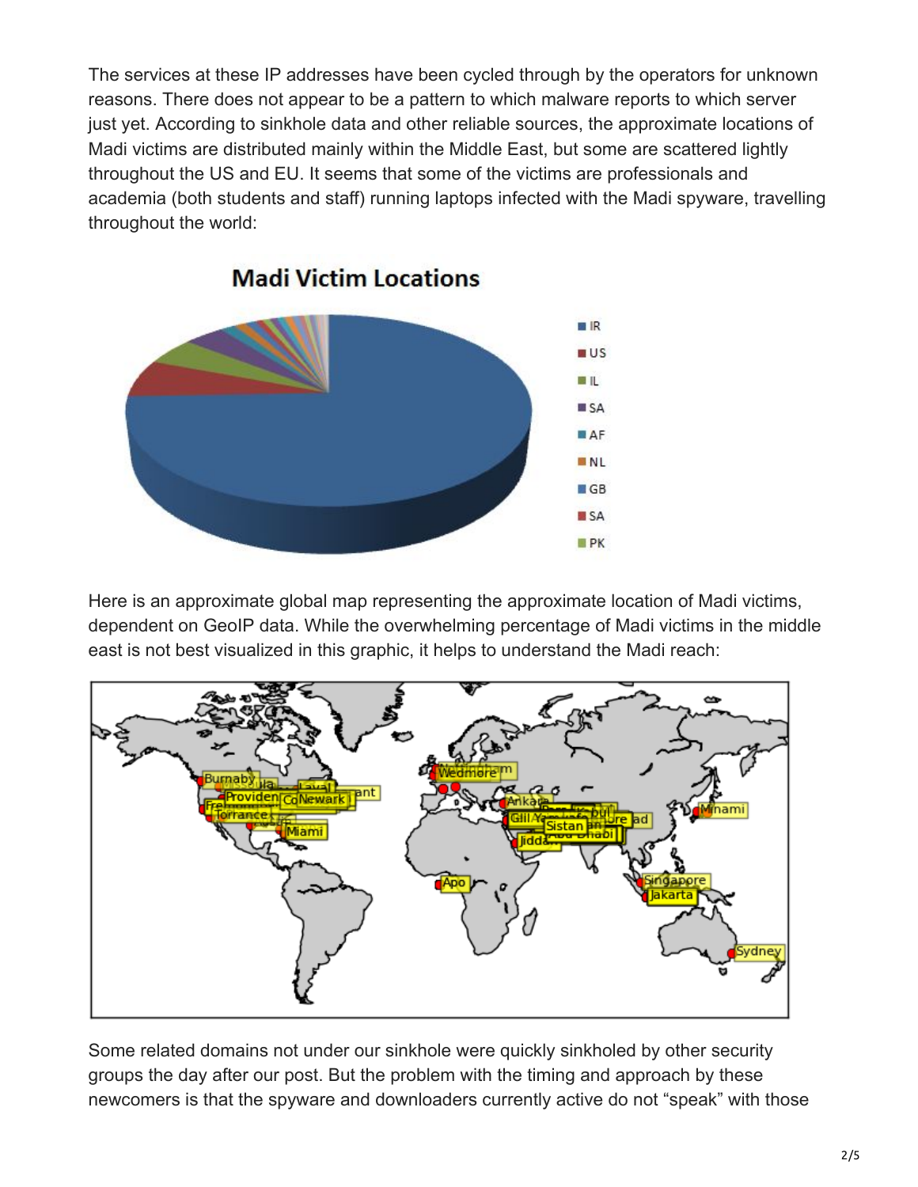The services at these IP addresses have been cycled through by the operators for unknown reasons. There does not appear to be a pattern to which malware reports to which server just yet. According to sinkhole data and other reliable sources, the approximate locations of Madi victims are distributed mainly within the Middle East, but some are scattered lightly throughout the US and EU. It seems that some of the victims are professionals and academia (both students and staff) running laptops infected with the Madi spyware, travelling throughout the world:

Here is an approximate global map representing the approximate location of Madi victims, dependent on GeoIP data. While the overwhelming percentage of Madi victims in the middle east is not best visualized in this graphic, it helps to understand the Madi reach:

Some related domains not under our sinkhole were quickly sinkholed by other security groups the day after our post. But the problem with the timing and approach by these newcomers is that the spyware and downloaders currently active do not “speak” with those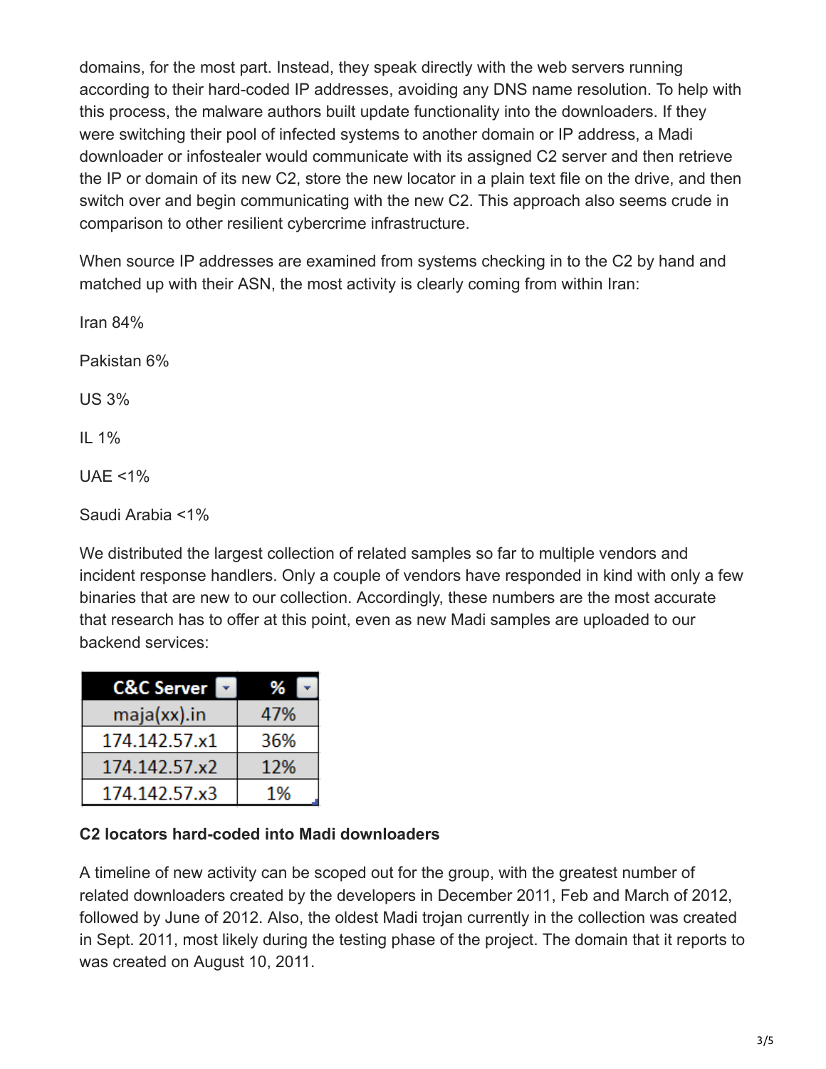domains, for the most part. Instead, they speak directly with the web servers running according to their hard-coded IP addresses, avoiding any DNS name resolution. To help with this process, the malware authors built update functionality into the downloaders. If they were switching their pool of infected systems to another domain or IP address, a Madi downloader or infostealer would communicate with its assigned C2 server and then retrieve the IP or domain of its new C2, store the new locator in a plain text file on the drive, and then switch over and begin communicating with the new C2. This approach also seems crude in comparison to other resilient cybercrime infrastructure.

When source IP addresses are examined from systems checking in to the C2 by hand and matched up with their ASN, the most activity is clearly coming from within Iran:

Iran 84%

Pakistan 6%

US 3%

IL 1%

UAE <1%

Saudi Arabia <1%

We distributed the largest collection of related samples so far to multiple vendors and incident response handlers. Only a couple of vendors have responded in kind with only a few binaries that are new to our collection. Accordingly, these numbers are the most accurate that research has to offer at this point, even as new Madi samples are uploaded to our backend services:

| C&C Server | % |
|---|---|
| maja(xx).in | 47% |
| 174.142.57.x1 | 36% |
| 174.142.57.x2 | 12% |
| 174.142.57.x3 | 1% |

**C2 locators hard-coded into Madi downloaders**

A timeline of new activity can be scoped out for the group, with the greatest number of related downloaders created by the developers in December 2011, Feb and March of 2012, followed by June of 2012. Also, the oldest Madi trojan currently in the collection was created in Sept. 2011, most likely during the testing phase of the project. The domain that it reports to was created on August 10, 2011.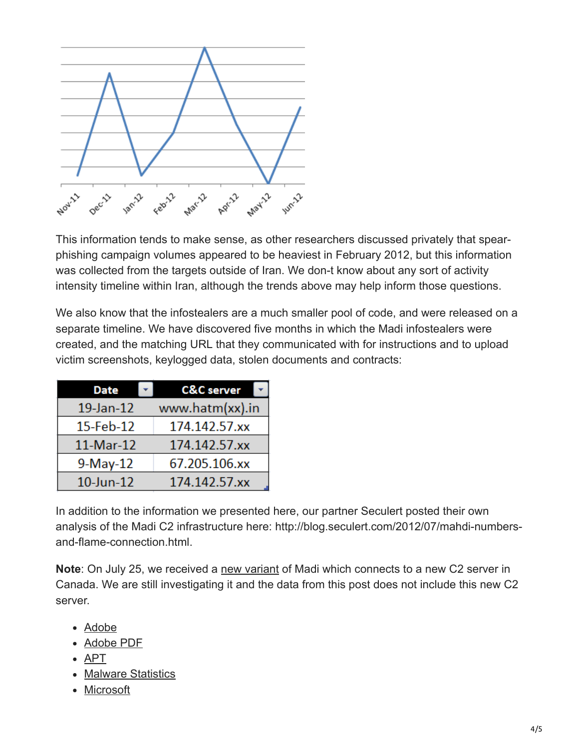This information tends to make sense, as other researchers discussed privately that spear-phishing campaign volumes appeared to be heaviest in February 2012, but this information was collected from the targets outside of Iran. We don-t know about any sort of activity intensity timeline within Iran, although the trends above may help inform those questions.

We also know that the infostealers are a much smaller pool of code, and were released on a separate timeline. We have discovered five months in which the Madi infostealers were created, and the matching URL that they communicated with for instructions and to upload victim screenshots, keylogged data, stolen documents and contracts:

| Date | C&C server |
|---|---|
| 19-Jan-12 | www.hatm(xx).in |
| 15-Feb-12 | 174.142.57.xx |
| 11-Mar-12 | 174.142.57.xx |
| 9-May-12 | 67.205.106.xx |
| 10-Jun-12 | 174.142.57.xx |

In addition to the information we presented here, our partner Seculert posted their own analysis of the Madi C2 infrastructure here: http://blog.seculert.com/2012/07/mahdi-numbers-and-flame-connection.html.

**Note**: On July 25, we received a new variant of Madi which connects to a new C2 server in Canada. We are still investigating it and the data from this post does not include this new C2 server.

- Adobe
- Adobe PDF
- APT
- Malware Statistics
- Microsoft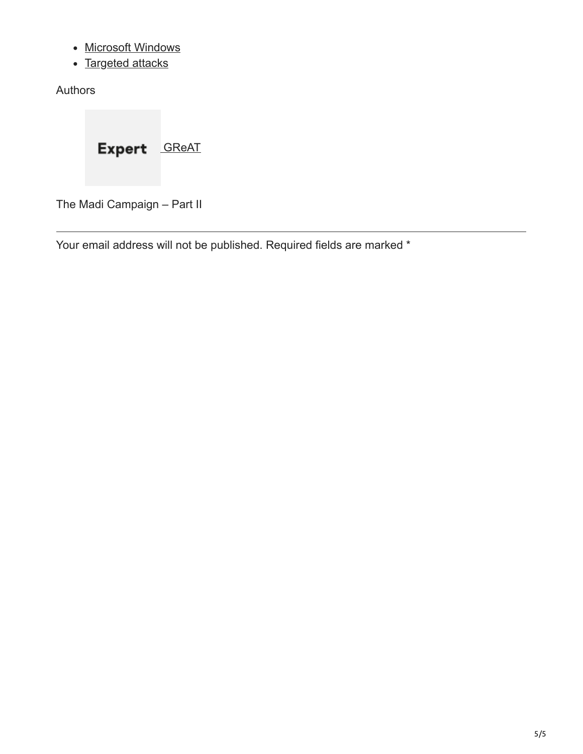- Microsoft Windows
- Targeted attacks

Authors

Expert GReAT

The Madi Campaign – Part II

---

Your email address will not be published. Required fields are marked *